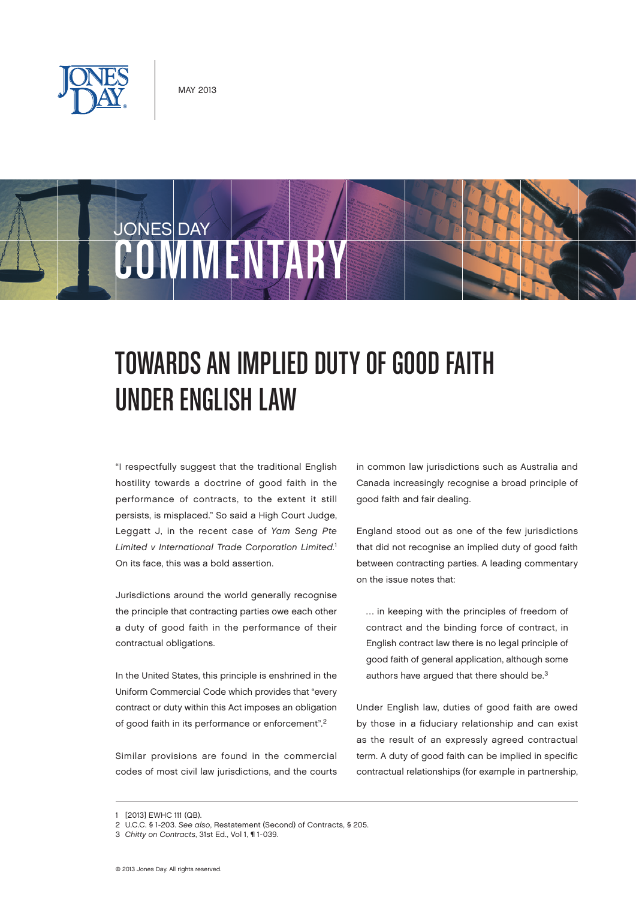MAY 2013

JONES DAY COMMENTARY

# TOWARDS AN IMPLIED DUTY OF GOOD FAITH UNDER ENGLISH LAW

"I respectfully suggest that the traditional English hostility towards a doctrine of good faith in the performance of contracts, to the extent it still persists, is misplaced." So said a High Court Judge, Leggatt J, in the recent case of *Yam Seng Pte Limited v International Trade Corporation Limited*.[1] On its face, this was a bold assertion.

Jurisdictions around the world generally recognise the principle that contracting parties owe each other a duty of good faith in the performance of their contractual obligations.

In the United States, this principle is enshrined in the Uniform Commercial Code which provides that "every contract or duty within this Act imposes an obligation of good faith in its performance or enforcement".[2]

Similar provisions are found in the commercial codes of most civil law jurisdictions, and the courts in common law jurisdictions such as Australia and Canada increasingly recognise a broad principle of good faith and fair dealing.

England stood out as one of the few jurisdictions that did not recognise an implied duty of good faith between contracting parties. A leading commentary on the issue notes that:

> … in keeping with the principles of freedom of contract and the binding force of contract, in English contract law there is no legal principle of good faith of general application, although some authors have argued that there should be.[3]

Under English law, duties of good faith are owed by those in a fiduciary relationship and can exist as the result of an expressly agreed contractual term. A duty of good faith can be implied in specific contractual relationships (for example in partnership,

---

1 [2013] EWHC 111 (QB).

2 U.C.C. § 1-203. *See also*, Restatement (Second) of Contracts, § 205.

3 *Chitty on Contracts*, 31st Ed., Vol 1, ¶ 1-039.

© 2013 Jones Day. All rights reserved.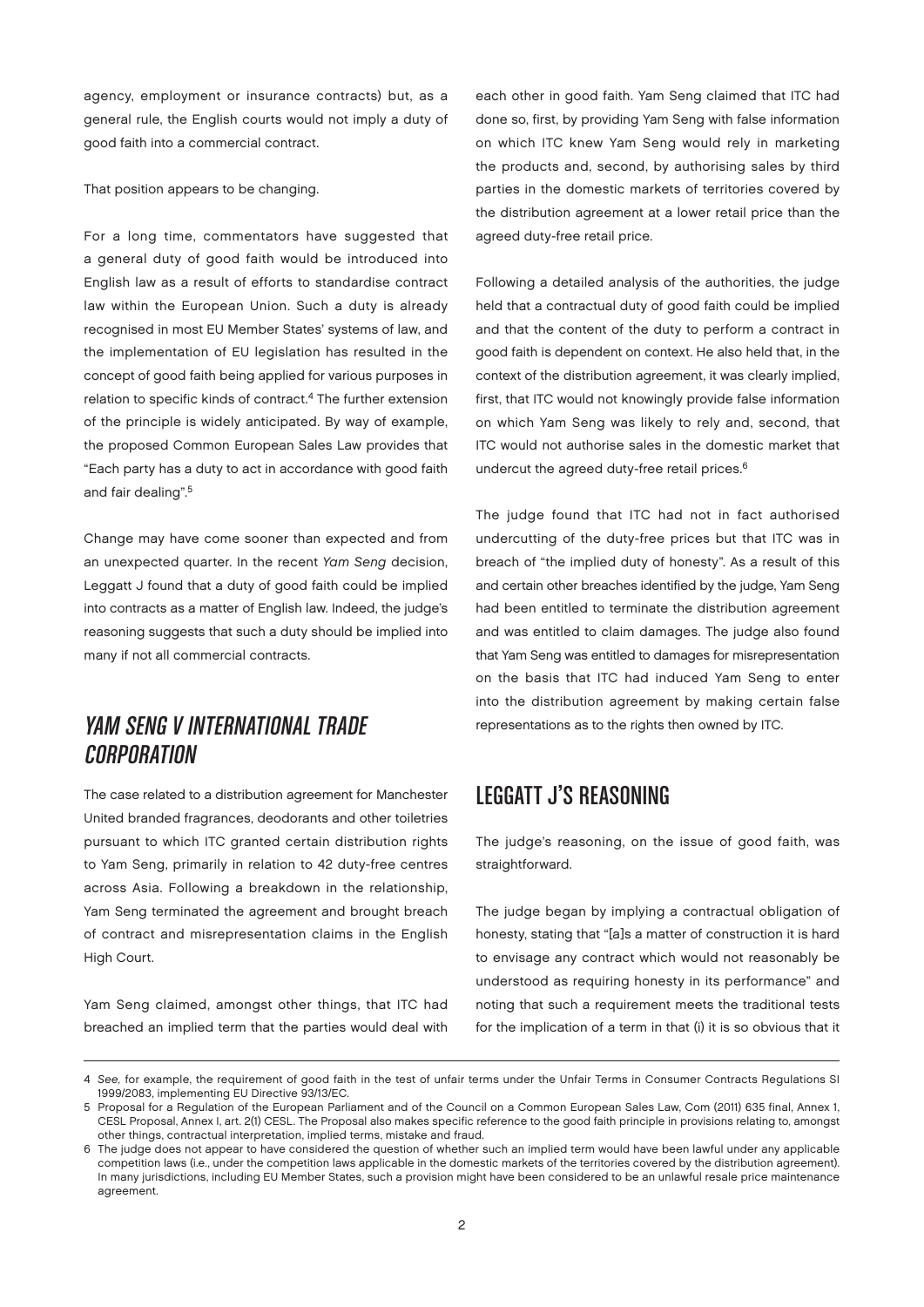agency, employment or insurance contracts) but, as a general rule, the English courts would not imply a duty of good faith into a commercial contract.

That position appears to be changing.

For a long time, commentators have suggested that a general duty of good faith would be introduced into English law as a result of efforts to standardise contract law within the European Union. Such a duty is already recognised in most EU Member States' systems of law, and the implementation of EU legislation has resulted in the concept of good faith being applied for various purposes in relation to specific kinds of contract.[4] The further extension of the principle is widely anticipated. By way of example, the proposed Common European Sales Law provides that "Each party has a duty to act in accordance with good faith and fair dealing".[5]

Change may have come sooner than expected and from an unexpected quarter. In the recent *Yam Seng* decision, Leggatt J found that a duty of good faith could be implied into contracts as a matter of English law. Indeed, the judge's reasoning suggests that such a duty should be implied into many if not all commercial contracts.

## *YAM SENG V INTERNATIONAL TRADE CORPORATION*

The case related to a distribution agreement for Manchester United branded fragrances, deodorants and other toiletries pursuant to which ITC granted certain distribution rights to Yam Seng, primarily in relation to 42 duty-free centres across Asia. Following a breakdown in the relationship, Yam Seng terminated the agreement and brought breach of contract and misrepresentation claims in the English High Court.

Yam Seng claimed, amongst other things, that ITC had breached an implied term that the parties would deal with each other in good faith. Yam Seng claimed that ITC had done so, first, by providing Yam Seng with false information on which ITC knew Yam Seng would rely in marketing the products and, second, by authorising sales by third parties in the domestic markets of territories covered by the distribution agreement at a lower retail price than the agreed duty-free retail price.

Following a detailed analysis of the authorities, the judge held that a contractual duty of good faith could be implied and that the content of the duty to perform a contract in good faith is dependent on context. He also held that, in the context of the distribution agreement, it was clearly implied, first, that ITC would not knowingly provide false information on which Yam Seng was likely to rely and, second, that ITC would not authorise sales in the domestic market that undercut the agreed duty-free retail prices.[6]

The judge found that ITC had not in fact authorised undercutting of the duty-free prices but that ITC was in breach of "the implied duty of honesty". As a result of this and certain other breaches identified by the judge, Yam Seng had been entitled to terminate the distribution agreement and was entitled to claim damages. The judge also found that Yam Seng was entitled to damages for misrepresentation on the basis that ITC had induced Yam Seng to enter into the distribution agreement by making certain false representations as to the rights then owned by ITC.

## LEGGATT J'S REASONING

The judge's reasoning, on the issue of good faith, was straightforward.

The judge began by implying a contractual obligation of honesty, stating that "[a]s a matter of construction it is hard to envisage any contract which would not reasonably be understood as requiring honesty in its performance" and noting that such a requirement meets the traditional tests for the implication of a term in that (i) it is so obvious that it

---

4 *See,* for example, the requirement of good faith in the test of unfair terms under the Unfair Terms in Consumer Contracts Regulations SI 1999/2083, implementing EU Directive 93/13/EC.

5 Proposal for a Regulation of the European Parliament and of the Council on a Common European Sales Law, Com (2011) 635 final, Annex 1, CESL Proposal, Annex I, art. 2(1) CESL. The Proposal also makes specific reference to the good faith principle in provisions relating to, amongst other things, contractual interpretation, implied terms, mistake and fraud.

6 The judge does not appear to have considered the question of whether such an implied term would have been lawful under any applicable competition laws (i.e., under the competition laws applicable in the domestic markets of the territories covered by the distribution agreement). In many jurisdictions, including EU Member States, such a provision might have been considered to be an unlawful resale price maintenance agreement.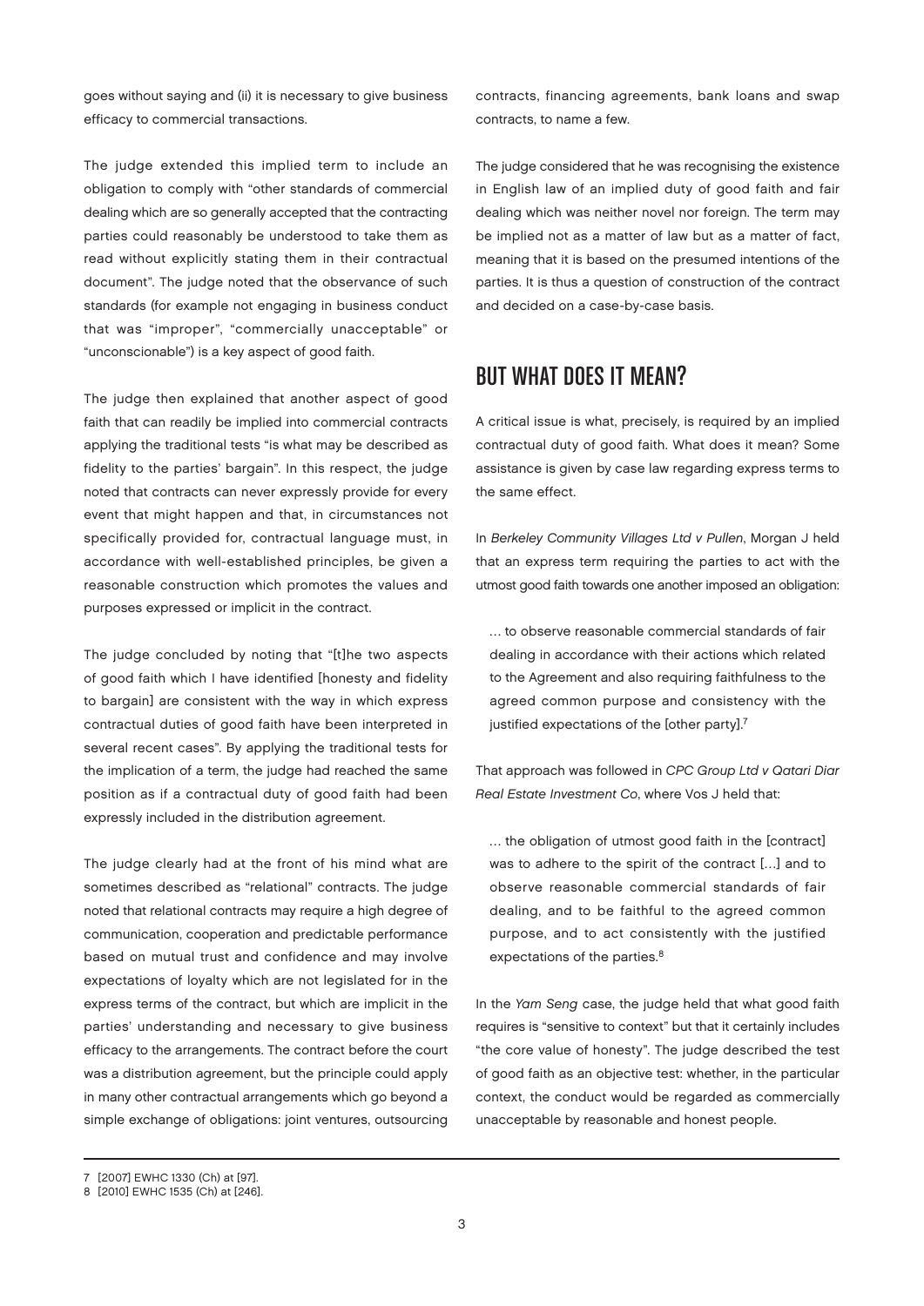goes without saying and (ii) it is necessary to give business efficacy to commercial transactions.

The judge extended this implied term to include an obligation to comply with "other standards of commercial dealing which are so generally accepted that the contracting parties could reasonably be understood to take them as read without explicitly stating them in their contractual document". The judge noted that the observance of such standards (for example not engaging in business conduct that was "improper", "commercially unacceptable" or "unconscionable") is a key aspect of good faith.

The judge then explained that another aspect of good faith that can readily be implied into commercial contracts applying the traditional tests "is what may be described as fidelity to the parties' bargain". In this respect, the judge noted that contracts can never expressly provide for every event that might happen and that, in circumstances not specifically provided for, contractual language must, in accordance with well-established principles, be given a reasonable construction which promotes the values and purposes expressed or implicit in the contract.

The judge concluded by noting that "[t]he two aspects of good faith which I have identified [honesty and fidelity to bargain] are consistent with the way in which express contractual duties of good faith have been interpreted in several recent cases". By applying the traditional tests for the implication of a term, the judge had reached the same position as if a contractual duty of good faith had been expressly included in the distribution agreement.

The judge clearly had at the front of his mind what are sometimes described as "relational" contracts. The judge noted that relational contracts may require a high degree of communication, cooperation and predictable performance based on mutual trust and confidence and may involve expectations of loyalty which are not legislated for in the express terms of the contract, but which are implicit in the parties' understanding and necessary to give business efficacy to the arrangements. The contract before the court was a distribution agreement, but the principle could apply in many other contractual arrangements which go beyond a simple exchange of obligations: joint ventures, outsourcing contracts, financing agreements, bank loans and swap contracts, to name a few.

The judge considered that he was recognising the existence in English law of an implied duty of good faith and fair dealing which was neither novel nor foreign. The term may be implied not as a matter of law but as a matter of fact, meaning that it is based on the presumed intentions of the parties. It is thus a question of construction of the contract and decided on a case-by-case basis.

## BUT WHAT DOES IT MEAN?

A critical issue is what, precisely, is required by an implied contractual duty of good faith. What does it mean? Some assistance is given by case law regarding express terms to the same effect.

In *Berkeley Community Villages Ltd v Pullen*, Morgan J held that an express term requiring the parties to act with the utmost good faith towards one another imposed an obligation:

> … to observe reasonable commercial standards of fair dealing in accordance with their actions which related to the Agreement and also requiring faithfulness to the agreed common purpose and consistency with the justified expectations of the [other party].[7]

That approach was followed in *CPC Group Ltd v Qatari Diar Real Estate Investment Co*, where Vos J held that:

> … the obligation of utmost good faith in the [contract] was to adhere to the spirit of the contract […] and to observe reasonable commercial standards of fair dealing, and to be faithful to the agreed common purpose, and to act consistently with the justified expectations of the parties.[8]

In the *Yam Seng* case, the judge held that what good faith requires is "sensitive to context" but that it certainly includes "the core value of honesty". The judge described the test of good faith as an objective test: whether, in the particular context, the conduct would be regarded as commercially unacceptable by reasonable and honest people.

---

7 [2007] EWHC 1330 (Ch) at [97].

8 [2010] EWHC 1535 (Ch) at [246].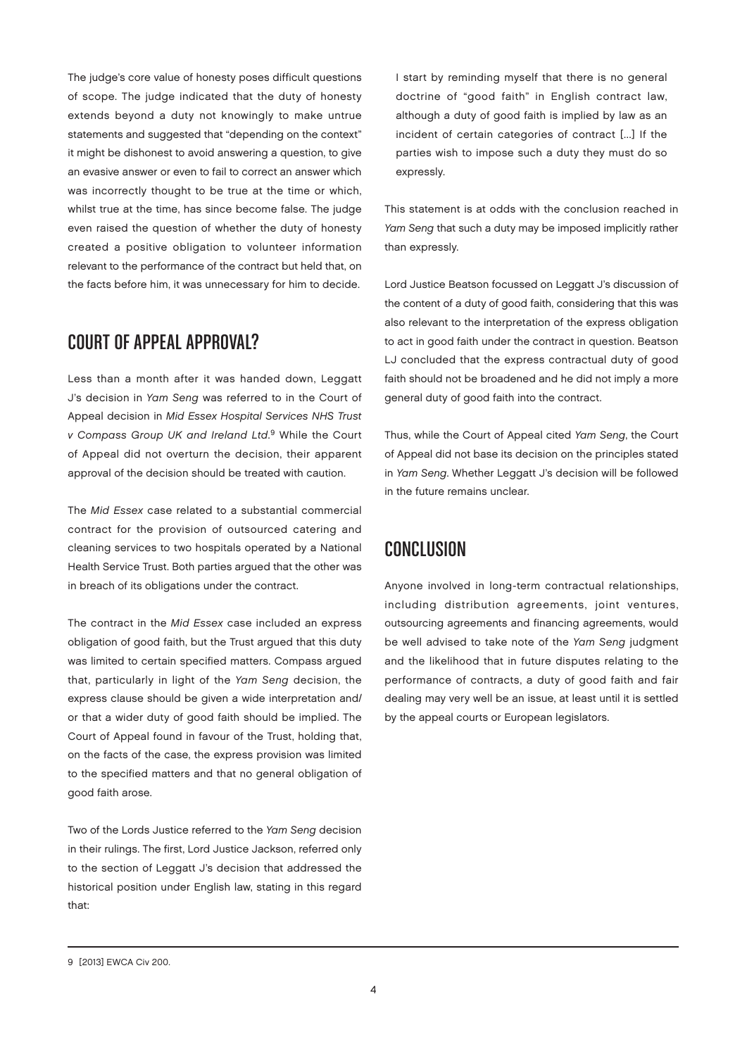The judge's core value of honesty poses difficult questions of scope. The judge indicated that the duty of honesty extends beyond a duty not knowingly to make untrue statements and suggested that "depending on the context" it might be dishonest to avoid answering a question, to give an evasive answer or even to fail to correct an answer which was incorrectly thought to be true at the time or which, whilst true at the time, has since become false. The judge even raised the question of whether the duty of honesty created a positive obligation to volunteer information relevant to the performance of the contract but held that, on the facts before him, it was unnecessary for him to decide.

## COURT OF APPEAL APPROVAL?

Less than a month after it was handed down, Leggatt J's decision in *Yam Seng* was referred to in the Court of Appeal decision in *Mid Essex Hospital Services NHS Trust v Compass Group UK and Ireland Ltd*.[9] While the Court of Appeal did not overturn the decision, their apparent approval of the decision should be treated with caution.

The *Mid Essex* case related to a substantial commercial contract for the provision of outsourced catering and cleaning services to two hospitals operated by a National Health Service Trust. Both parties argued that the other was in breach of its obligations under the contract.

The contract in the *Mid Essex* case included an express obligation of good faith, but the Trust argued that this duty was limited to certain specified matters. Compass argued that, particularly in light of the *Yam Seng* decision, the express clause should be given a wide interpretation and/or that a wider duty of good faith should be implied. The Court of Appeal found in favour of the Trust, holding that, on the facts of the case, the express provision was limited to the specified matters and that no general obligation of good faith arose.

Two of the Lords Justice referred to the *Yam Seng* decision in their rulings. The first, Lord Justice Jackson, referred only to the section of Leggatt J's decision that addressed the historical position under English law, stating in this regard that:

> I start by reminding myself that there is no general doctrine of "good faith" in English contract law, although a duty of good faith is implied by law as an incident of certain categories of contract [...] If the parties wish to impose such a duty they must do so expressly.

This statement is at odds with the conclusion reached in *Yam Seng* that such a duty may be imposed implicitly rather than expressly.

Lord Justice Beatson focussed on Leggatt J's discussion of the content of a duty of good faith, considering that this was also relevant to the interpretation of the express obligation to act in good faith under the contract in question. Beatson LJ concluded that the express contractual duty of good faith should not be broadened and he did not imply a more general duty of good faith into the contract.

Thus, while the Court of Appeal cited *Yam Seng*, the Court of Appeal did not base its decision on the principles stated in *Yam Seng*. Whether Leggatt J's decision will be followed in the future remains unclear.

## CONCLUSION

Anyone involved in long-term contractual relationships, including distribution agreements, joint ventures, outsourcing agreements and financing agreements, would be well advised to take note of the *Yam Seng* judgment and the likelihood that in future disputes relating to the performance of contracts, a duty of good faith and fair dealing may very well be an issue, at least until it is settled by the appeal courts or European legislators.

---

9 [2013] EWCA Civ 200.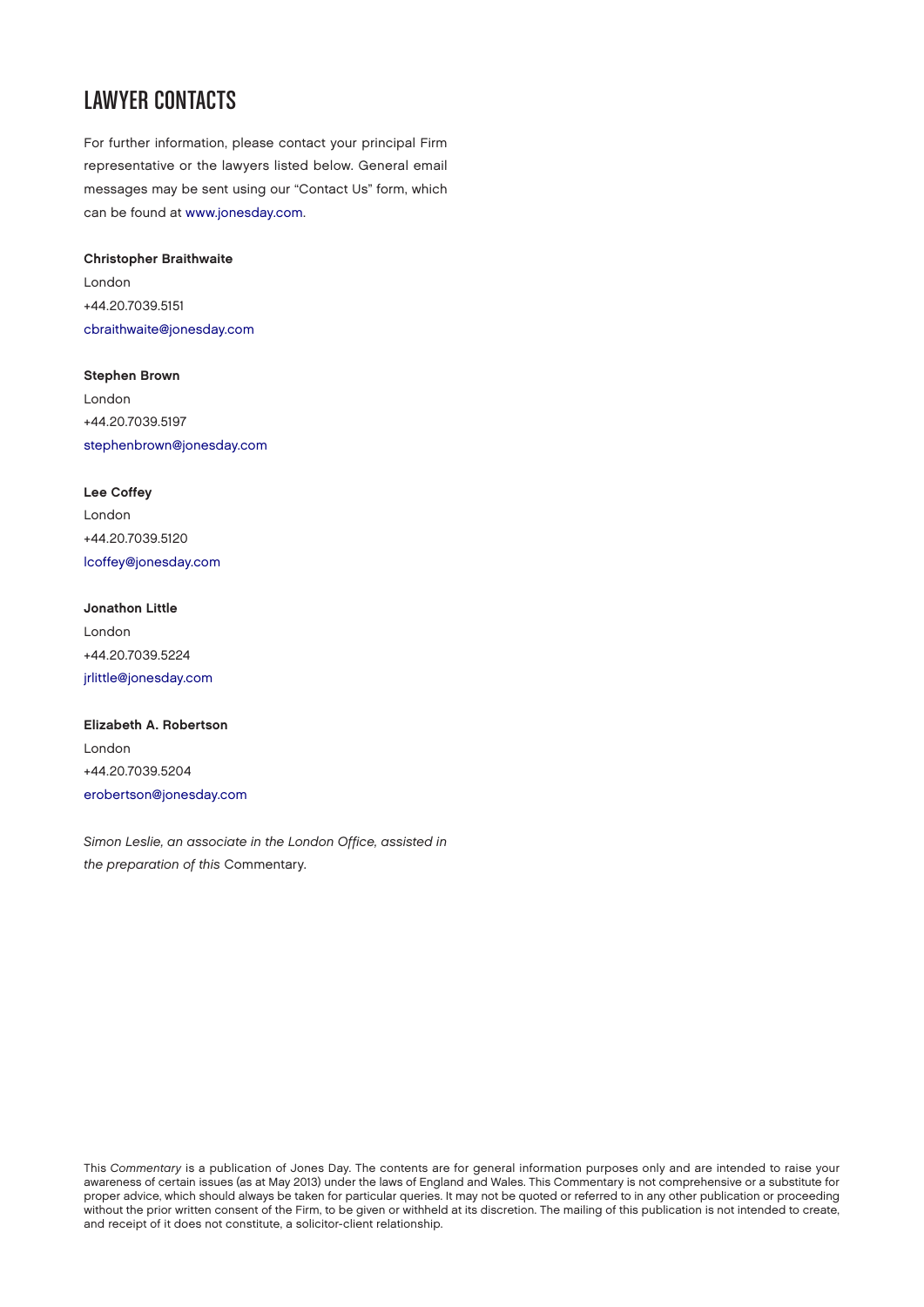# LAWYER CONTACTS

For further information, please contact your principal Firm representative or the lawyers listed below. General email messages may be sent using our "Contact Us" form, which can be found at www.jonesday.com.

**Christopher Braithwaite**
London
+44.20.7039.5151
cbraithwaite@jonesday.com

**Stephen Brown**
London
+44.20.7039.5197
stephenbrown@jonesday.com

**Lee Coffey**
London
+44.20.7039.5120
lcoffey@jonesday.com

**Jonathon Little**
London
+44.20.7039.5224
jrlittle@jonesday.com

**Elizabeth A. Robertson**
London
+44.20.7039.5204
erobertson@jonesday.com

*Simon Leslie, an associate in the London Office, assisted in the preparation of this* Commentary.

This *Commentary* is a publication of Jones Day. The contents are for general information purposes only and are intended to raise your awareness of certain issues (as at May 2013) under the laws of England and Wales. This Commentary is not comprehensive or a substitute for proper advice, which should always be taken for particular queries. It may not be quoted or referred to in any other publication or proceeding without the prior written consent of the Firm, to be given or withheld at its discretion. The mailing of this publication is not intended to create, and receipt of it does not constitute, a solicitor-client relationship.